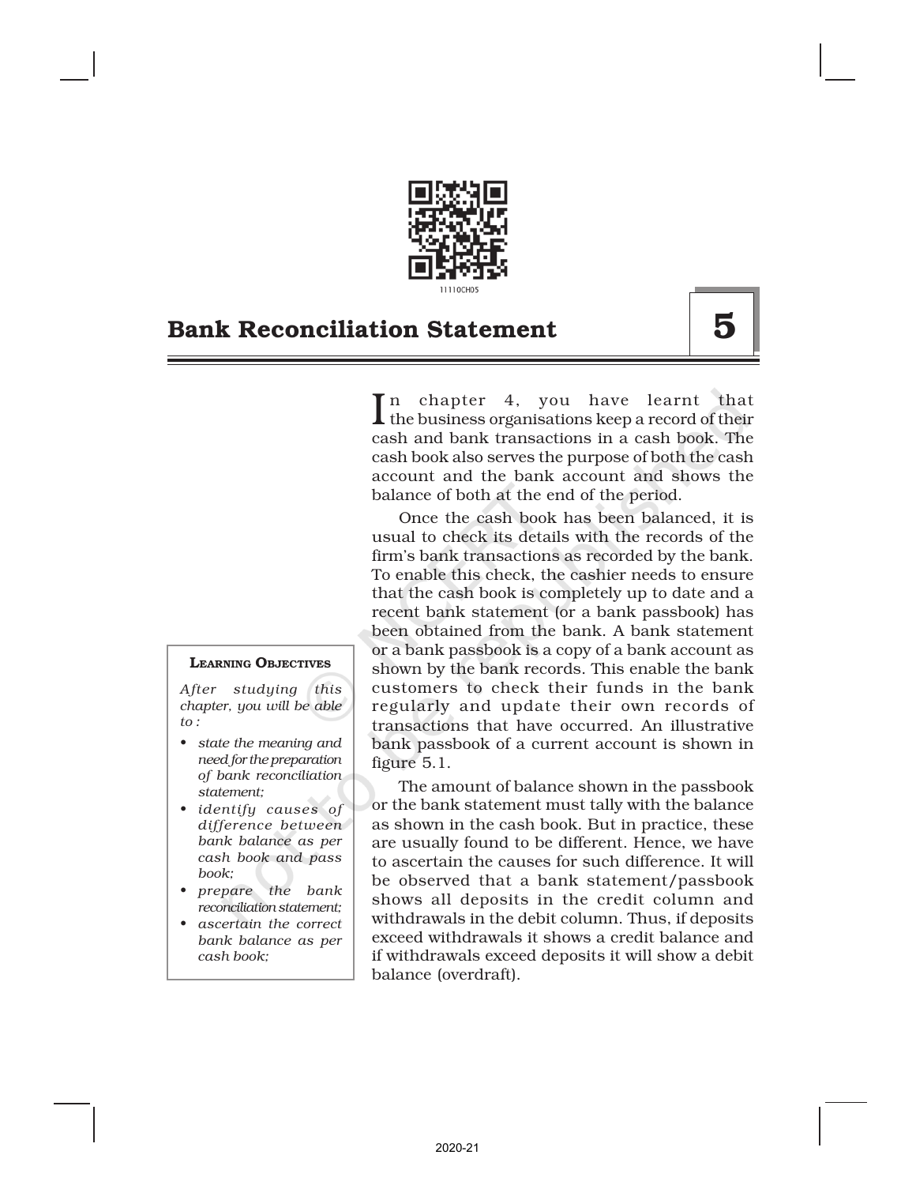# Bank Reconciliation Statement

**5**

**Learning Objectives**

*After studying this chapter, you will be able to :*

- *state the meaning and need for the preparation of bank reconciliation statement;*
- *identify causes of difference between bank balance as per cash book and pass book;*
- *prepare the bank reconciliation statement;*
- *ascertain the correct bank balance as per cash book;*

In chapter 4, you have learnt that the business organisations keep a record of their cash and bank transactions in a cash book. The cash book also serves the purpose of both the cash account and the bank account and shows the balance of both at the end of the period.

Once the cash book has been balanced, it is usual to check its details with the records of the firm's bank transactions as recorded by the bank. To enable this check, the cashier needs to ensure that the cash book is completely up to date and a recent bank statement (or a bank passbook) has been obtained from the bank. A bank statement or a bank passbook is a copy of a bank account as shown by the bank records. This enable the bank customers to check their funds in the bank regularly and update their own records of transactions that have occurred. An illustrative bank passbook of a current account is shown in figure 5.1.

The amount of balance shown in the passbook or the bank statement must tally with the balance as shown in the cash book. But in practice, these are usually found to be different. Hence, we have to ascertain the causes for such difference. It will be observed that a bank statement/passbook shows all deposits in the credit column and withdrawals in the debit column. Thus, if deposits exceed withdrawals it shows a credit balance and if withdrawals exceed deposits it will show a debit balance (overdraft).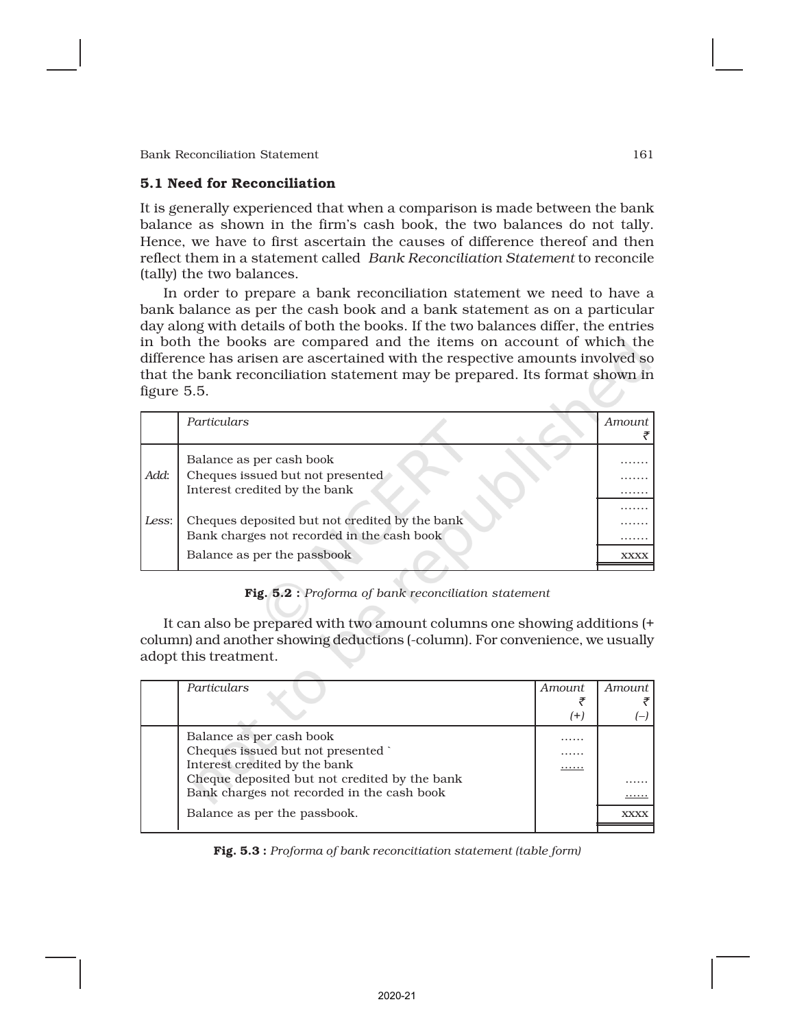## 5.1 Need for Reconciliation

It is generally experienced that when a comparison is made between the bank balance as shown in the firm's cash book, the two balances do not tally. Hence, we have to first ascertain the causes of difference thereof and then reflect them in a statement called *Bank Reconciliation Statement* to reconcile (tally) the two balances.

In order to prepare a bank reconciliation statement we need to have a bank balance as per the cash book and a bank statement as on a particular day along with details of both the books. If the two balances differ, the entries in both the books are compared and the items on account of which the difference has arisen are ascertained with the respective amounts involved so that the bank reconciliation statement may be prepared. Its format shown in figure 5.5.

| | *Particulars* | *Amount* ₹ |
|---|---|---|
| | Balance as per cash book | ....... |
| *Add*: | Cheques issued but not presented | ....... |
| | Interest credited by the bank | ....... |
| | | ....... |
| *Less*: | Cheques deposited but not credited by the bank | ....... |
| | Bank charges not recorded in the cash book | ....... |
| | Balance as per the passbook | xxxx |

**Fig. 5.2 :** *Proforma of bank reconciliation statement*

It can also be prepared with two amount columns one showing additions (+ column) and another showing deductions (-column). For convenience, we usually adopt this treatment.

| | *Particulars* | *Amount* ₹ (+) | *Amount* ₹ (–) |
|---|---|---|---|
| | Balance as per cash book | ...... | |
| | Cheques issued but not presented ` | ...... | |
| | Interest credited by the bank | ...... | |
| | Cheque deposited but not credited by the bank | | ...... |
| | Bank charges not recorded in the cash book | | ...... |
| | Balance as per the passbook. | | xxxx |

**Fig. 5.3 :** *Proforma of bank reconcitiation statement (table form)*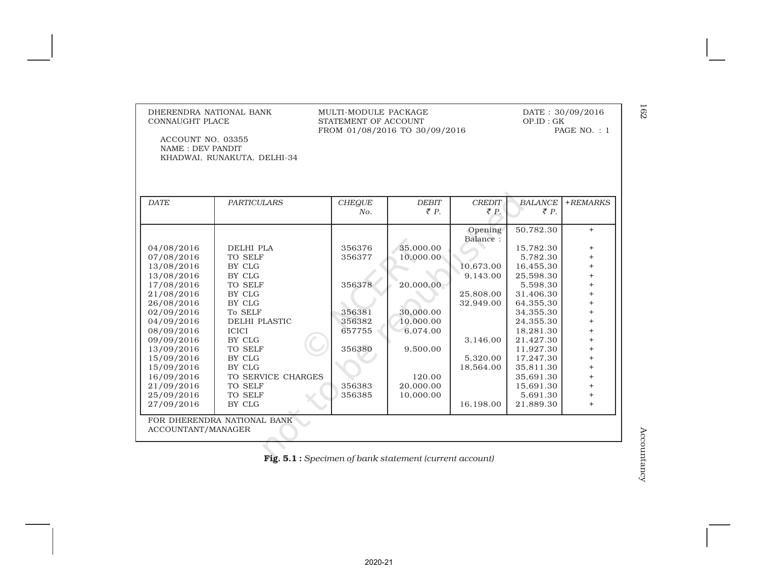DHERENDRA NATIONAL BANK
CONNAUGHT PLACE

MULTI-MODULE PACKAGE
STATEMENT OF ACCOUNT
FROM 01/08/2016 TO 30/09/2016

DATE : 30/09/2016
OP.ID : GK
PAGE NO. : 1

ACCOUNT NO. 03355
NAME : DEV PANDIT
KHADWAI, RUNAKUTA, DELHI-34

| *DATE* | *PARTICULARS* | *CHEQUE No.* | *DEBIT ₹ P.* | *CREDIT ₹ P.* | *BALANCE ₹ P.* | *+REMARKS* |
|---|---|---|---|---|---|---|
| | | | | Opening Balance : | 50,782.30 | + |
| 04/08/2016 | DELHI PLA | 356376 | 35,000.00 | | 15,782.30 | + |
| 07/08/2016 | TO SELF | 356377 | 10,000.00 | | 5,782.30 | + |
| 13/08/2016 | BY CLG | | | 10,673,00 | 16,455,30 | + |
| 13/08/2016 | BY CLG | | | 9,143.00 | 25,598.30 | + |
| 17/08/2016 | TO SELF | 356378 | 20,000.00 | | 5,598.30 | + |
| 21/08/2016 | BY CLG | | | 25,808.00 | 31,406.30 | + |
| 26/08/2016 | BY CLG | | | 32,949.00 | 64,355,30 | + |
| 02/09/2016 | To SELF | 356381 | 30,000.00 | | 34,355.30 | + |
| 04/09/2016 | DELHI PLASTIC | 356382 | 10,000.00 | | 24,355.30 | + |
| 08/09/2016 | ICICI | 657755 | 6,074.00 | | 18,281.30 | + |
| 09/09/2016 | BY CLG | | | 3,146.00 | 21,427.30 | + |
| 13/09/2016 | TO SELF | 356380 | 9,500,00 | | 11,927.30 | + |
| 15/09/2016 | BY CLG | | | 5,320.00 | 17,247.30 | + |
| 15/09/2016 | BY CLG | | | 18,564.00 | 35,811.30 | + |
| 16/09/2016 | TO SERVICE CHARGES | | 120.00 | | 35,691.30 | + |
| 21/09/2016 | TO SELF | 356383 | 20,000.00 | | 15,691.30 | + |
| 25/09/2016 | TO SELF | 356385 | 10,000.00 | | 5,691.30 | + |
| 27/09/2016 | BY CLG | | | 16,198.00 | 21,889.30 | + |

FOR DHERENDRA NATIONAL BANK
ACCOUNTANT/MANAGER

**Fig. 5.1 :** *Specimen of bank statement (current account)*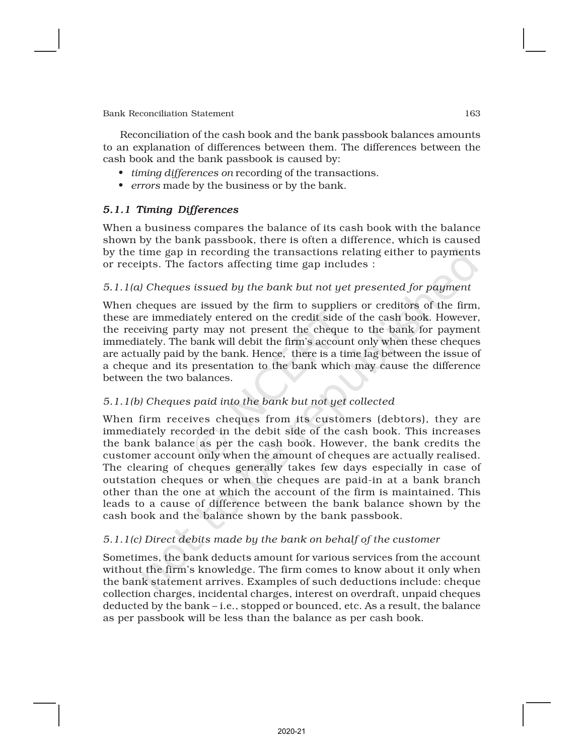Reconciliation of the cash book and the bank passbook balances amounts to an explanation of differences between them. The differences between the cash book and the bank passbook is caused by:

- *timing differences on* recording of the transactions.
- *errors* made by the business or by the bank.

### *5.1.1 Timing Differences*

When a business compares the balance of its cash book with the balance shown by the bank passbook, there is often a difference, which is caused by the time gap in recording the transactions relating either to payments or receipts. The factors affecting time gap includes :

#### *5.1.1(a) Cheques issued by the bank but not yet presented for payment*

When cheques are issued by the firm to suppliers or creditors of the firm, these are immediately entered on the credit side of the cash book. However, the receiving party may not present the cheque to the bank for payment immediately. The bank will debit the firm's account only when these cheques are actually paid by the bank. Hence, there is a time lag between the issue of a cheque and its presentation to the bank which may cause the difference between the two balances.

#### *5.1.1(b) Cheques paid into the bank but not yet collected*

When firm receives cheques from its customers (debtors), they are immediately recorded in the debit side of the cash book. This increases the bank balance as per the cash book. However, the bank credits the customer account only when the amount of cheques are actually realised. The clearing of cheques generally takes few days especially in case of outstation cheques or when the cheques are paid-in at a bank branch other than the one at which the account of the firm is maintained. This leads to a cause of difference between the bank balance shown by the cash book and the balance shown by the bank passbook.

#### *5.1.1(c) Direct debits made by the bank on behalf of the customer*

Sometimes, the bank deducts amount for various services from the account without the firm's knowledge. The firm comes to know about it only when the bank statement arrives. Examples of such deductions include: cheque collection charges, incidental charges, interest on overdraft, unpaid cheques deducted by the bank – i.e., stopped or bounced, etc. As a result, the balance as per passbook will be less than the balance as per cash book.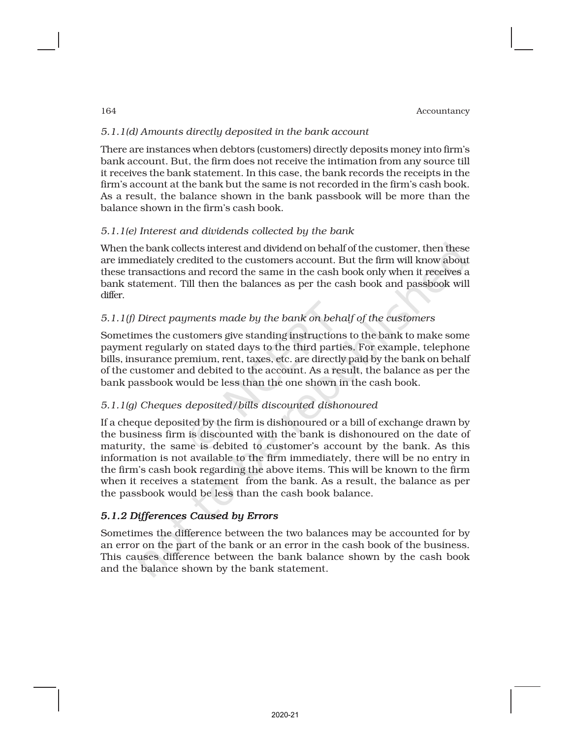### *5.1.1(d) Amounts directly deposited in the bank account*

There are instances when debtors (customers) directly deposits money into firm's bank account. But, the firm does not receive the intimation from any source till it receives the bank statement. In this case, the bank records the receipts in the firm's account at the bank but the same is not recorded in the firm's cash book. As a result, the balance shown in the bank passbook will be more than the balance shown in the firm's cash book.

### *5.1.1(e) Interest and dividends collected by the bank*

When the bank collects interest and dividend on behalf of the customer, then these are immediately credited to the customers account. But the firm will know about these transactions and record the same in the cash book only when it receives a bank statement. Till then the balances as per the cash book and passbook will differ.

### *5.1.1(f) Direct payments made by the bank on behalf of the customers*

Sometimes the customers give standing instructions to the bank to make some payment regularly on stated days to the third parties. For example, telephone bills, insurance premium, rent, taxes, etc. are directly paid by the bank on behalf of the customer and debited to the account. As a result, the balance as per the bank passbook would be less than the one shown in the cash book.

### *5.1.1(g) Cheques deposited/bills discounted dishonoured*

If a cheque deposited by the firm is dishonoured or a bill of exchange drawn by the business firm is discounted with the bank is dishonoured on the date of maturity, the same is debited to customer's account by the bank. As this information is not available to the firm immediately, there will be no entry in the firm's cash book regarding the above items. This will be known to the firm when it receives a statement from the bank. As a result, the balance as per the passbook would be less than the cash book balance.

## *5.1.2 Differences Caused by Errors*

Sometimes the difference between the two balances may be accounted for by an error on the part of the bank or an error in the cash book of the business. This causes difference between the bank balance shown by the cash book and the balance shown by the bank statement.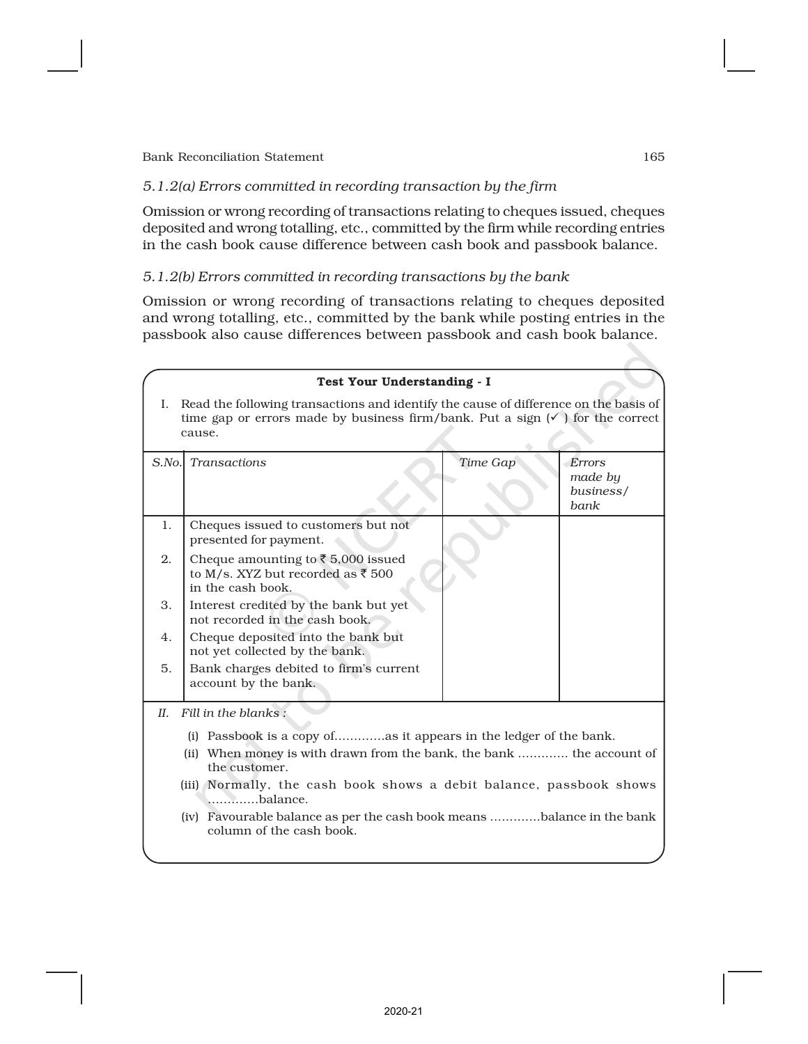*5.1.2(a) Errors committed in recording transaction by the firm*

Omission or wrong recording of transactions relating to cheques issued, cheques deposited and wrong totalling, etc., committed by the firm while recording entries in the cash book cause difference between cash book and passbook balance.

*5.1.2(b) Errors committed in recording transactions by the bank*

Omission or wrong recording of transactions relating to cheques deposited and wrong totalling, etc., committed by the bank while posting entries in the passbook also cause differences between passbook and cash book balance.

**Test Your Understanding - I**

I. Read the following transactions and identify the cause of difference on the basis of time gap or errors made by business firm/bank. Put a sign (✓) for the correct cause.

| *S.No.* | *Transactions* | *Time Gap* | *Errors made by business/ bank* |
|---|---|---|---|
| 1. | Cheques issued to customers but not presented for payment. | | |
| 2. | Cheque amounting to ₹ 5,000 issued to M/s. XYZ but recorded as ₹ 500 in the cash book. | | |
| 3. | Interest credited by the bank but yet not recorded in the cash book. | | |
| 4. | Cheque deposited into the bank but not yet collected by the bank. | | |
| 5. | Bank charges debited to firm's current account by the bank. | | |

*II. Fill in the blanks :*

(i) Passbook is a copy of.............as it appears in the ledger of the bank.

(ii) When money is with drawn from the bank, the bank ............. the account of the customer.

(iii) Normally, the cash book shows a debit balance, passbook shows .............balance.

(iv) Favourable balance as per the cash book means .............balance in the bank column of the cash book.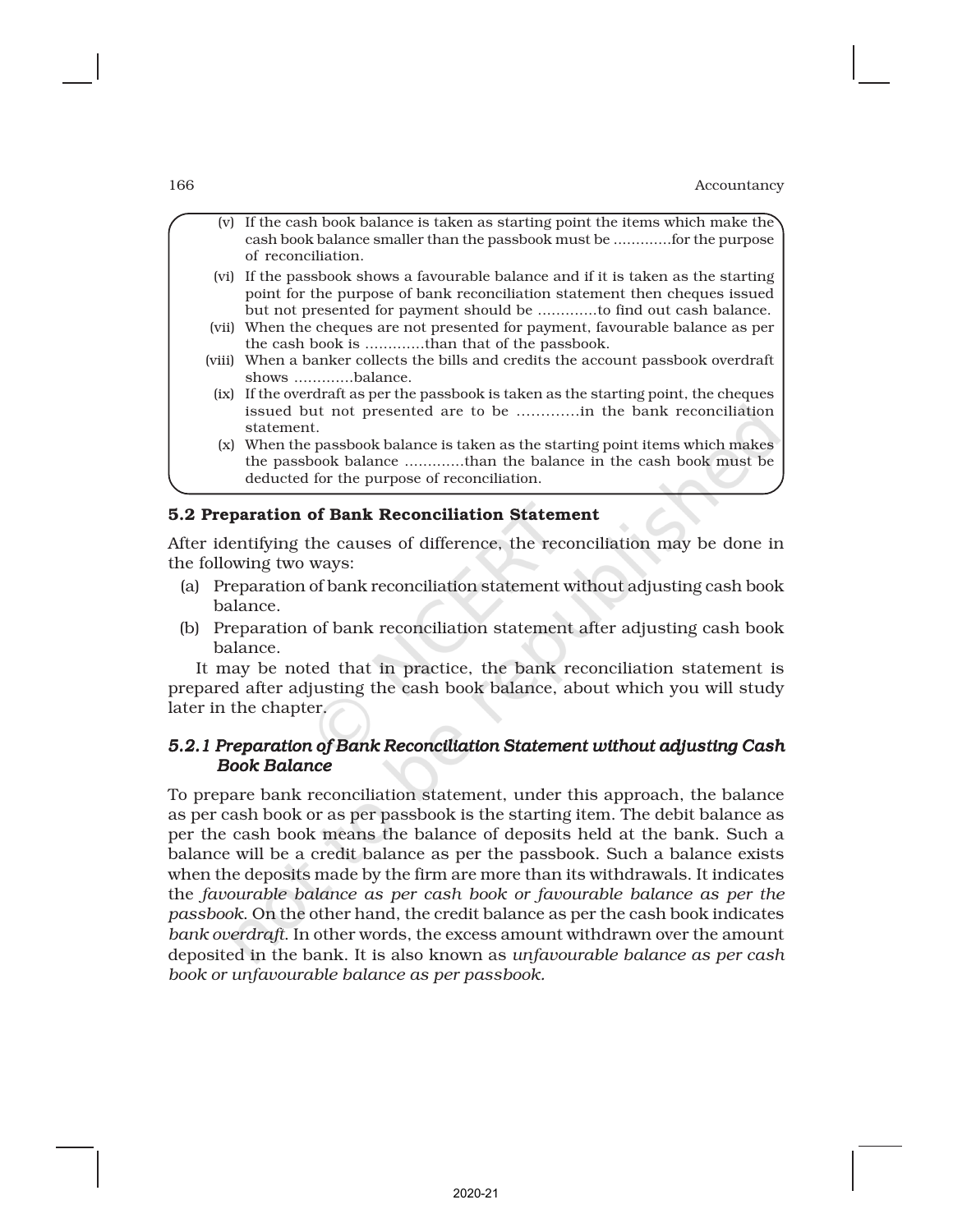(v) If the cash book balance is taken as starting point the items which make the cash book balance smaller than the passbook must be ............for the purpose of reconciliation.

(vi) If the passbook shows a favourable balance and if it is taken as the starting point for the purpose of bank reconciliation statement then cheques issued but not presented for payment should be ............to find out cash balance.

(vii) When the cheques are not presented for payment, favourable balance as per the cash book is ............than that of the passbook.

(viii) When a banker collects the bills and credits the account passbook overdraft shows ............balance.

(ix) If the overdraft as per the passbook is taken as the starting point, the cheques issued but not presented are to be ............in the bank reconciliation statement.

(x) When the passbook balance is taken as the starting point items which makes the passbook balance ............than the balance in the cash book must be deducted for the purpose of reconciliation.

## 5.2 Preparation of Bank Reconciliation Statement

After identifying the causes of difference, the reconciliation may be done in the following two ways:

(a) Preparation of bank reconciliation statement without adjusting cash book balance.

(b) Preparation of bank reconciliation statement after adjusting cash book balance.

It may be noted that in practice, the bank reconciliation statement is prepared after adjusting the cash book balance, about which you will study later in the chapter.

### *5.2.1 Preparation of Bank Reconciliation Statement without adjusting Cash Book Balance*

To prepare bank reconciliation statement, under this approach, the balance as per cash book or as per passbook is the starting item. The debit balance as per the cash book means the balance of deposits held at the bank. Such a balance will be a credit balance as per the passbook. Such a balance exists when the deposits made by the firm are more than its withdrawals. It indicates the *favourable balance as per cash book or favourable balance as per the passbook*. On the other hand, the credit balance as per the cash book indicates *bank overdraft*. In other words, the excess amount withdrawn over the amount deposited in the bank. It is also known as *unfavourable balance as per cash book or unfavourable balance as per passbook.*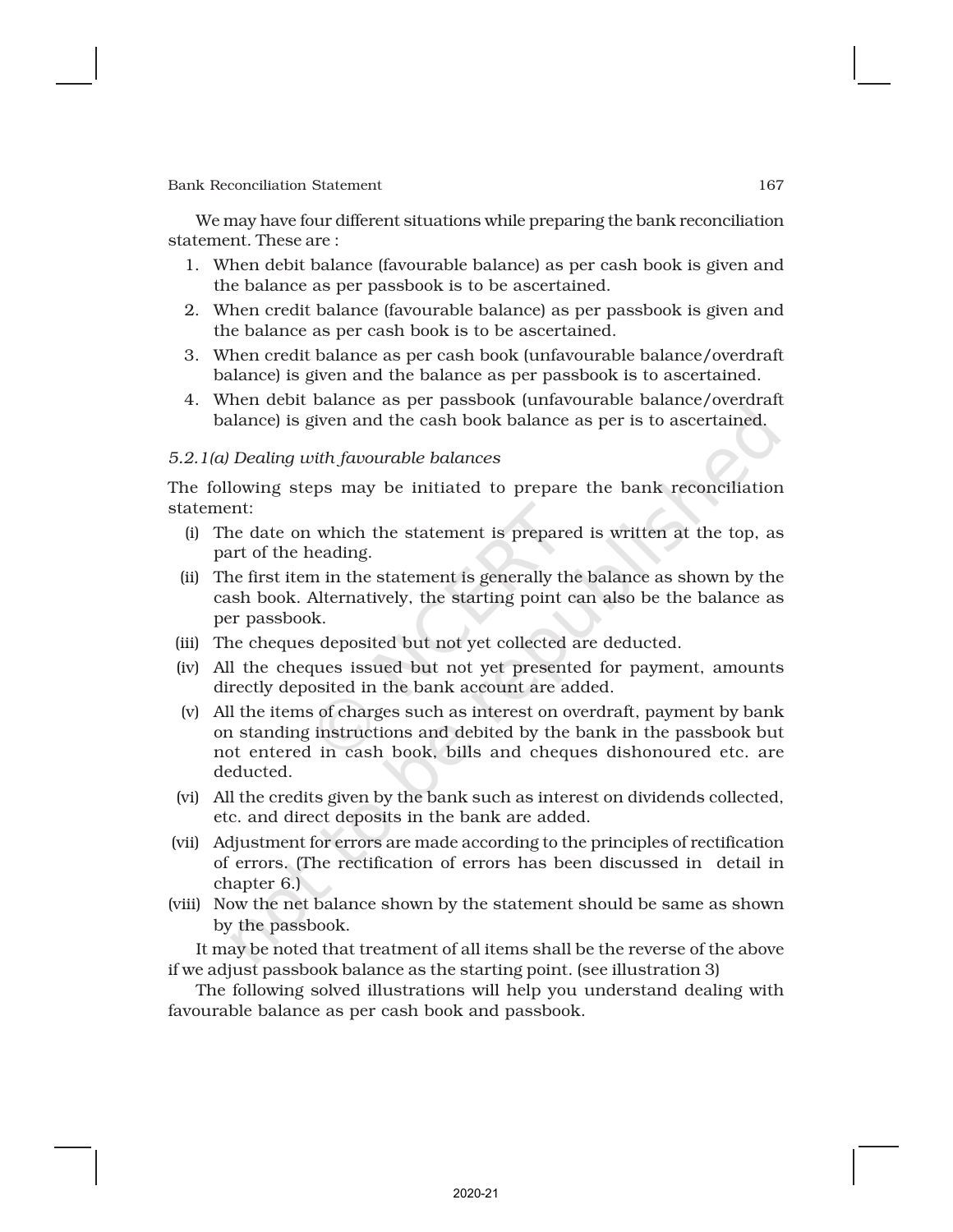We may have four different situations while preparing the bank reconciliation statement. These are :

1. When debit balance (favourable balance) as per cash book is given and the balance as per passbook is to be ascertained.
2. When credit balance (favourable balance) as per passbook is given and the balance as per cash book is to be ascertained.
3. When credit balance as per cash book (unfavourable balance/overdraft balance) is given and the balance as per passbook is to ascertained.
4. When debit balance as per passbook (unfavourable balance/overdraft balance) is given and the cash book balance as per is to ascertained.

*5.2.1(a) Dealing with favourable balances*

The following steps may be initiated to prepare the bank reconciliation statement:

(i) The date on which the statement is prepared is written at the top, as part of the heading.

(ii) The first item in the statement is generally the balance as shown by the cash book. Alternatively, the starting point can also be the balance as per passbook.

(iii) The cheques deposited but not yet collected are deducted.

(iv) All the cheques issued but not yet presented for payment, amounts directly deposited in the bank account are added.

(v) All the items of charges such as interest on overdraft, payment by bank on standing instructions and debited by the bank in the passbook but not entered in cash book, bills and cheques dishonoured etc. are deducted.

(vi) All the credits given by the bank such as interest on dividends collected, etc. and direct deposits in the bank are added.

(vii) Adjustment for errors are made according to the principles of rectification of errors. (The rectification of errors has been discussed in detail in chapter 6.)

(viii) Now the net balance shown by the statement should be same as shown by the passbook.

It may be noted that treatment of all items shall be the reverse of the above if we adjust passbook balance as the starting point. (see illustration 3)

The following solved illustrations will help you understand dealing with favourable balance as per cash book and passbook.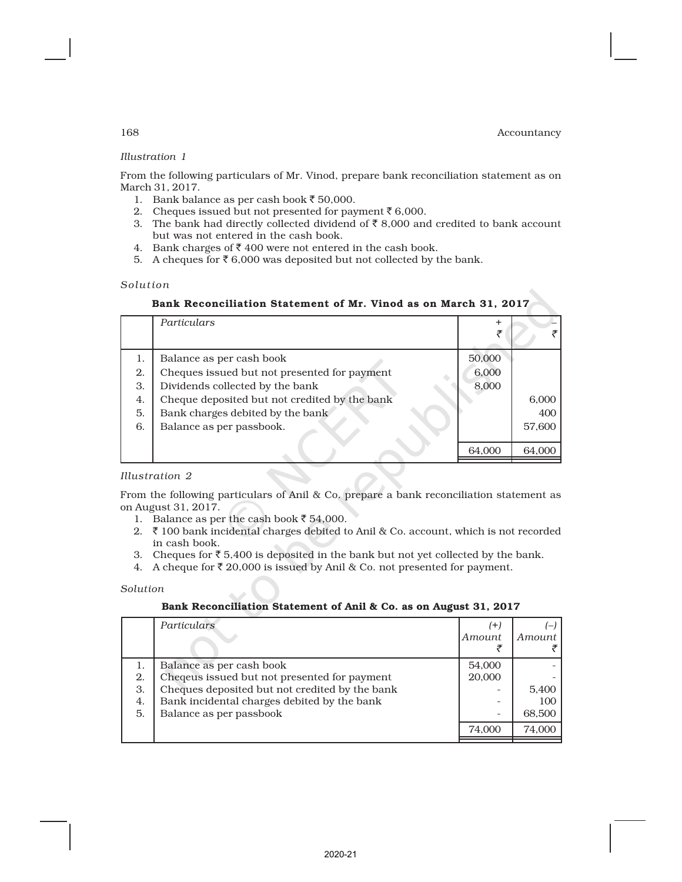*Illustration 1*

From the following particulars of Mr. Vinod, prepare bank reconciliation statement as on March 31, 2017.

1. Bank balance as per cash book ₹ 50,000.
2. Cheques issued but not presented for payment ₹ 6,000.
3. The bank had directly collected dividend of ₹ 8,000 and credited to bank account but was not entered in the cash book.
4. Bank charges of ₹ 400 were not entered in the cash book.
5. A cheques for ₹ 6,000 was deposited but not collected by the bank.

*Solution*

**Bank Reconciliation Statement of Mr. Vinod as on March 31, 2017**

| | *Particulars* | + ₹ | – ₹ |
|---|---|---|---|
| 1. | Balance as per cash book | 50,000 | |
| 2. | Cheques issued but not presented for payment | 6,000 | |
| 3. | Dividends collected by the bank | 8,000 | |
| 4. | Cheque deposited but not credited by the bank | | 6,000 |
| 5. | Bank charges debited by the bank | | 400 |
| 6. | Balance as per passbook. | | 57,600 |
| | | 64,000 | 64,000 |

*Illustration 2*

From the following particulars of Anil & Co. prepare a bank reconciliation statement as on August 31, 2017.

1. Balance as per the cash book ₹ 54,000.
2. ₹ 100 bank incidental charges debited to Anil & Co. account, which is not recorded in cash book.
3. Cheques for ₹ 5,400 is deposited in the bank but not yet collected by the bank.
4. A cheque for ₹ 20,000 is issued by Anil & Co. not presented for payment.

*Solution*

**Bank Reconciliation Statement of Anil & Co. as on August 31, 2017**

| | *Particulars* | *(+) Amount* ₹ | *(–) Amount* ₹ |
|---|---|---|---|
| 1. | Balance as per cash book | 54,000 | - |
| 2. | Cheqeus issued but not presented for payment | 20,000 | - |
| 3. | Cheques deposited but not credited by the bank | - | 5,400 |
| 4. | Bank incidental charges debited by the bank | - | 100 |
| 5. | Balance as per passbook | - | 68,500 |
| | | 74,000 | 74,000 |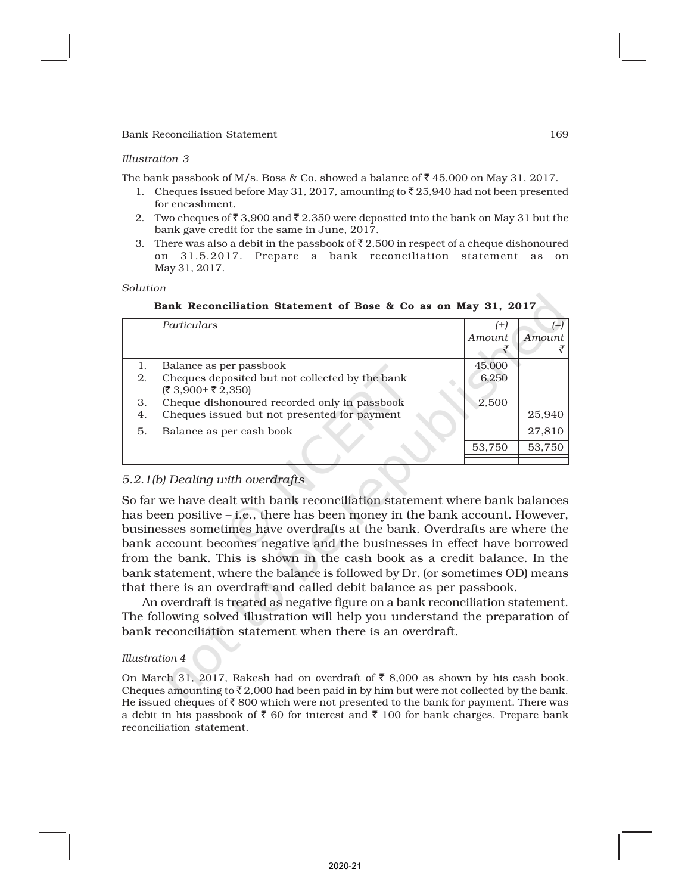*Illustration 3*

The bank passbook of M/s. Boss & Co. showed a balance of ₹ 45,000 on May 31, 2017.

1. Cheques issued before May 31, 2017, amounting to ₹ 25,940 had not been presented for encashment.
2. Two cheques of ₹ 3,900 and ₹ 2,350 were deposited into the bank on May 31 but the bank gave credit for the same in June, 2017.
3. There was also a debit in the passbook of ₹ 2,500 in respect of a cheque dishonoured on 31.5.2017. Prepare a bank reconciliation statement as on May 31, 2017.

*Solution*

**Bank Reconciliation Statement of Bose & Co as on May 31, 2017**

| | *Particulars* | *(+) Amount* ₹ | *(–) Amount* ₹ |
|---|---|---|---|
| 1. | Balance as per passbook | 45,000 | |
| 2. | Cheques deposited but not collected by the bank (₹ 3,900+ ₹ 2,350) | 6,250 | |
| 3. | Cheque dishonoured recorded only in passbook | 2,500 | |
| 4. | Cheques issued but not presented for payment | | 25,940 |
| 5. | Balance as per cash book | | 27,810 |
| | | 53,750 | 53,750 |

### 5.2.1(b) *Dealing with overdrafts*

So far we have dealt with bank reconciliation statement where bank balances has been positive – i.e., there has been money in the bank account. However, businesses sometimes have overdrafts at the bank. Overdrafts are where the bank account becomes negative and the businesses in effect have borrowed from the bank. This is shown in the cash book as a credit balance. In the bank statement, where the balance is followed by Dr. (or sometimes OD) means that there is an overdraft and called debit balance as per passbook.

An overdraft is treated as negative figure on a bank reconciliation statement. The following solved illustration will help you understand the preparation of bank reconciliation statement when there is an overdraft.

*Illustration 4*

On March 31, 2017, Rakesh had on overdraft of ₹ 8,000 as shown by his cash book. Cheques amounting to ₹ 2,000 had been paid in by him but were not collected by the bank. He issued cheques of ₹ 800 which were not presented to the bank for payment. There was a debit in his passbook of ₹ 60 for interest and ₹ 100 for bank charges. Prepare bank reconciliation statement.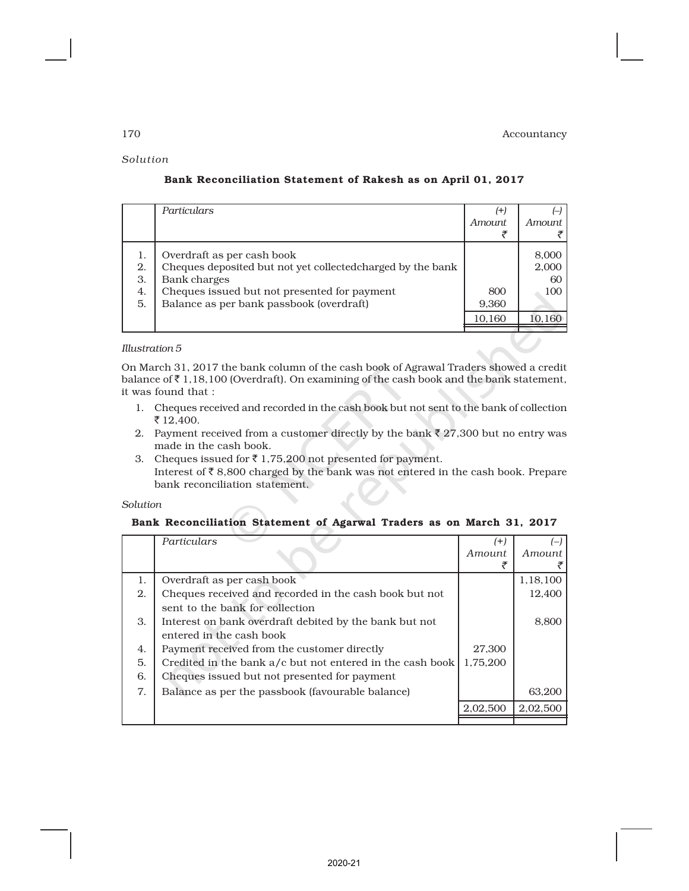*Solution*

**Bank Reconciliation Statement of Rakesh as on April 01, 2017**

| | *Particulars* | (+) *Amount* ₹ | (–) *Amount* ₹ |
|---|---|---|---|
| 1. | Overdraft as per cash book | | 8,000 |
| 2. | Cheques deposited but not yet collectedcharged by the bank | | 2,000 |
| 3. | Bank charges | | 60 |
| 4. | Cheques issued but not presented for payment | 800 | 100 |
| 5. | Balance as per bank passbook (overdraft) | 9,360 | |
| | | 10,160 | 10,160 |

*Illustration 5*

On March 31, 2017 the bank column of the cash book of Agrawal Traders showed a credit balance of ₹ 1,18,100 (Overdraft). On examining of the cash book and the bank statement, it was found that :

1. Cheques received and recorded in the cash book but not sent to the bank of collection ₹ 12,400.
2. Payment received from a customer directly by the bank ₹ 27,300 but no entry was made in the cash book.
3. Cheques issued for ₹ 1,75,200 not presented for payment.
   Interest of ₹ 8,800 charged by the bank was not entered in the cash book. Prepare bank reconciliation statement.

*Solution*

**Bank Reconciliation Statement of Agarwal Traders as on March 31, 2017**

| | *Particulars* | (+) *Amount* ₹ | (–) *Amount* ₹ |
|---|---|---|---|
| 1. | Overdraft as per cash book | | 1,18,100 |
| 2. | Cheques received and recorded in the cash book but not sent to the bank for collection | | 12,400 |
| 3. | Interest on bank overdraft debited by the bank but not entered in the cash book | | 8,800 |
| 4. | Payment received from the customer directly | 27,300 | |
| 5. | Credited in the bank a/c but not entered in the cash book | 1,75,200 | |
| 6. | Cheques issued but not presented for payment | | |
| 7. | Balance as per the passbook (favourable balance) | | 63,200 |
| | | 2,02,500 | 2,02,500 |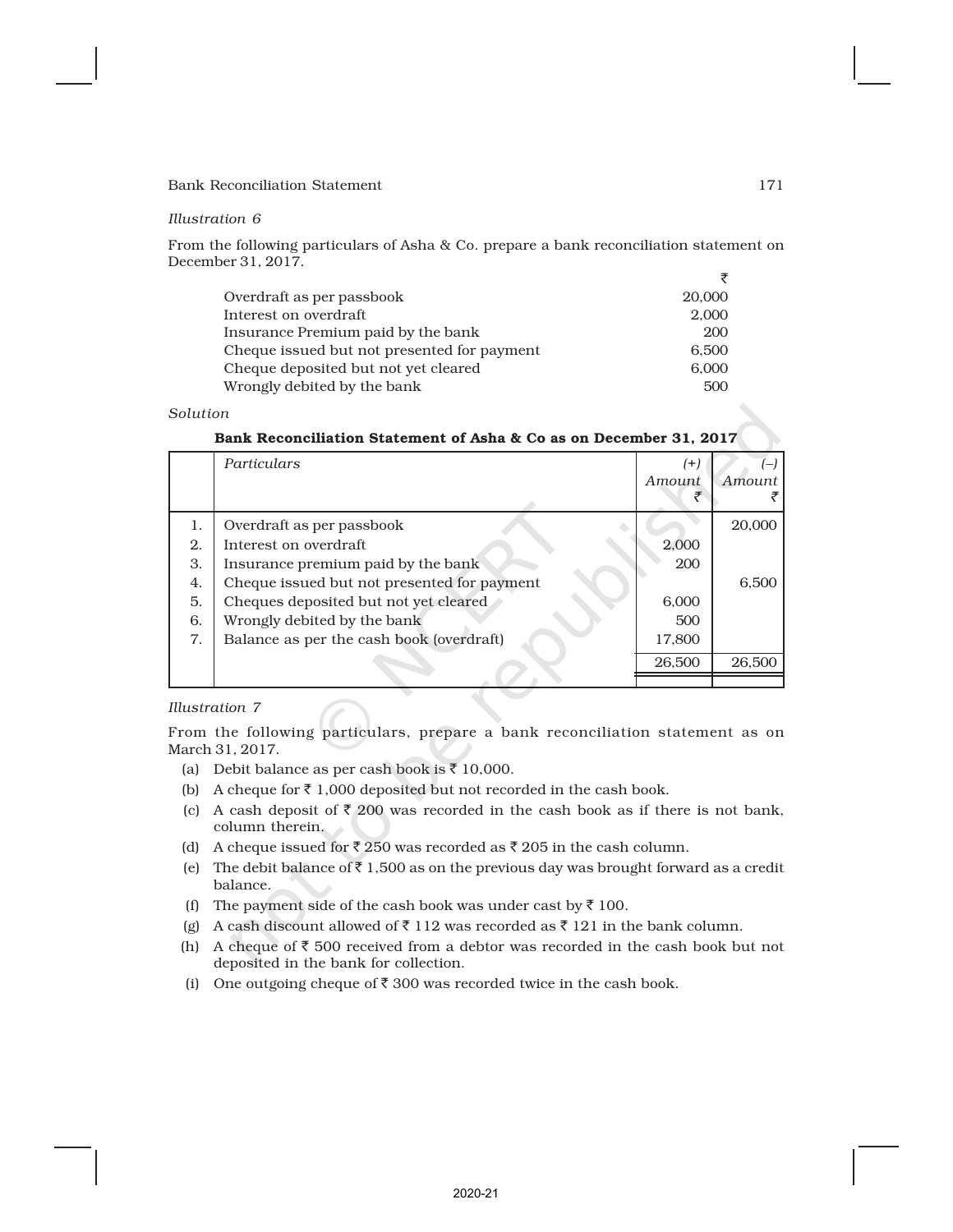*Illustration 6*

From the following particulars of Asha & Co. prepare a bank reconciliation statement on December 31, 2017.

| | ₹ |
|---|---|
| Overdraft as per passbook | 20,000 |
| Interest on overdraft | 2,000 |
| Insurance Premium paid by the bank | 200 |
| Cheque issued but not presented for payment | 6,500 |
| Cheque deposited but not yet cleared | 6,000 |
| Wrongly debited by the bank | 500 |

*Solution*

**Bank Reconciliation Statement of Asha & Co as on December 31, 2017**

| | *Particulars* | (+) *Amount* ₹ | (–) *Amount* ₹ |
|---|---|---|---|
| 1. | Overdraft as per passbook | | 20,000 |
| 2. | Interest on overdraft | 2,000 | |
| 3. | Insurance premium paid by the bank | 200 | |
| 4. | Cheque issued but not presented for payment | | 6,500 |
| 5. | Cheques deposited but not yet cleared | 6,000 | |
| 6. | Wrongly debited by the bank | 500 | |
| 7. | Balance as per the cash book (overdraft) | 17,800 | |
| | | 26,500 | 26,500 |

*Illustration 7*

From the following particulars, prepare a bank reconciliation statement as on March 31, 2017.

(a) Debit balance as per cash book is ₹ 10,000.

(b) A cheque for ₹ 1,000 deposited but not recorded in the cash book.

(c) A cash deposit of ₹ 200 was recorded in the cash book as if there is not bank, column therein.

(d) A cheque issued for ₹ 250 was recorded as ₹ 205 in the cash column.

(e) The debit balance of ₹ 1,500 as on the previous day was brought forward as a credit balance.

(f) The payment side of the cash book was under cast by ₹ 100.

(g) A cash discount allowed of ₹ 112 was recorded as ₹ 121 in the bank column.

(h) A cheque of ₹ 500 received from a debtor was recorded in the cash book but not deposited in the bank for collection.

(i) One outgoing cheque of ₹ 300 was recorded twice in the cash book.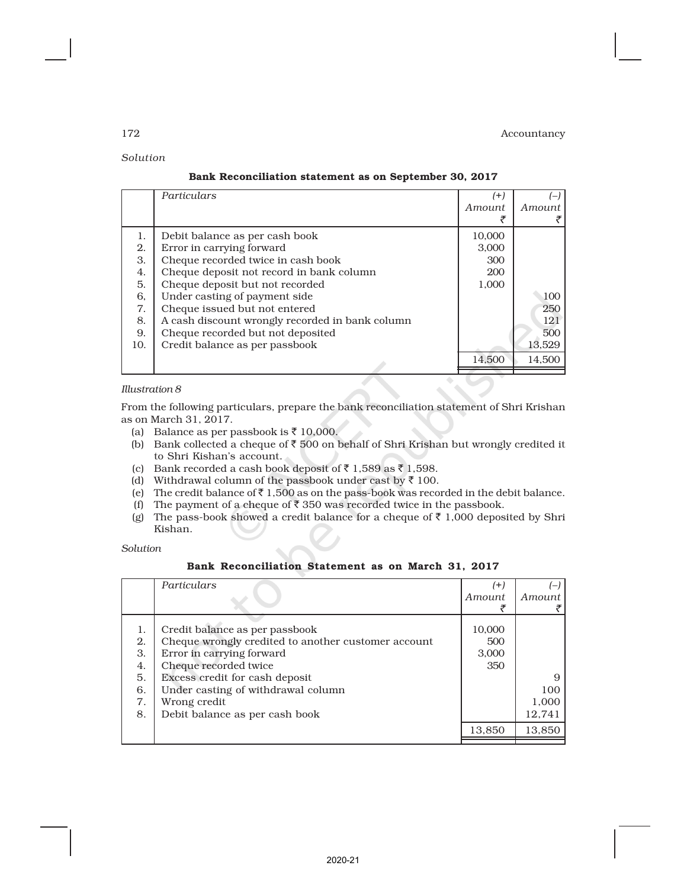*Solution*

**Bank Reconciliation statement as on September 30, 2017**

| | Particulars | (+) Amount ₹ | (–) Amount ₹ |
|---|---|---|---|
| 1. | Debit balance as per cash book | 10,000 | |
| 2. | Error in carrying forward | 3,000 | |
| 3. | Cheque recorded twice in cash book | 300 | |
| 4. | Cheque deposit not record in bank column | 200 | |
| 5. | Cheque deposit but not recorded | 1,000 | |
| 6, | Under casting of payment side | | 100 |
| 7. | Cheque issued but not entered | | 250 |
| 8. | A cash discount wrongly recorded in bank column | | 121 |
| 9. | Cheque recorded but not deposited | | 500 |
| 10. | Credit balance as per passbook | | 13,529 |
| | | 14,500 | 14,500 |

*Illustration 8*

From the following particulars, prepare the bank reconciliation statement of Shri Krishan as on March 31, 2017.

(a) Balance as per passbook is ₹ 10,000.

(b) Bank collected a cheque of ₹ 500 on behalf of Shri Krishan but wrongly credited it to Shri Kishan's account.

(c) Bank recorded a cash book deposit of ₹ 1,589 as ₹ 1,598.

(d) Withdrawal column of the passbook under cast by ₹ 100.

(e) The credit balance of ₹ 1,500 as on the pass-book was recorded in the debit balance.

(f) The payment of a cheque of ₹ 350 was recorded twice in the passbook.

(g) The pass-book showed a credit balance for a cheque of ₹ 1,000 deposited by Shri Kishan.

*Solution*

**Bank Reconciliation Statement as on March 31, 2017**

| | Particulars | (+) Amount ₹ | (–) Amount ₹ |
|---|---|---|---|
| 1. | Credit balance as per passbook | 10,000 | |
| 2. | Cheque wrongly credited to another customer account | 500 | |
| 3. | Error in carrying forward | 3,000 | |
| 4. | Cheque recorded twice | 350 | |
| 5. | Excess credit for cash deposit | | 9 |
| 6. | Under casting of withdrawal column | | 100 |
| 7. | Wrong credit | | 1,000 |
| 8. | Debit balance as per cash book | | 12,741 |
| | | 13,850 | 13,850 |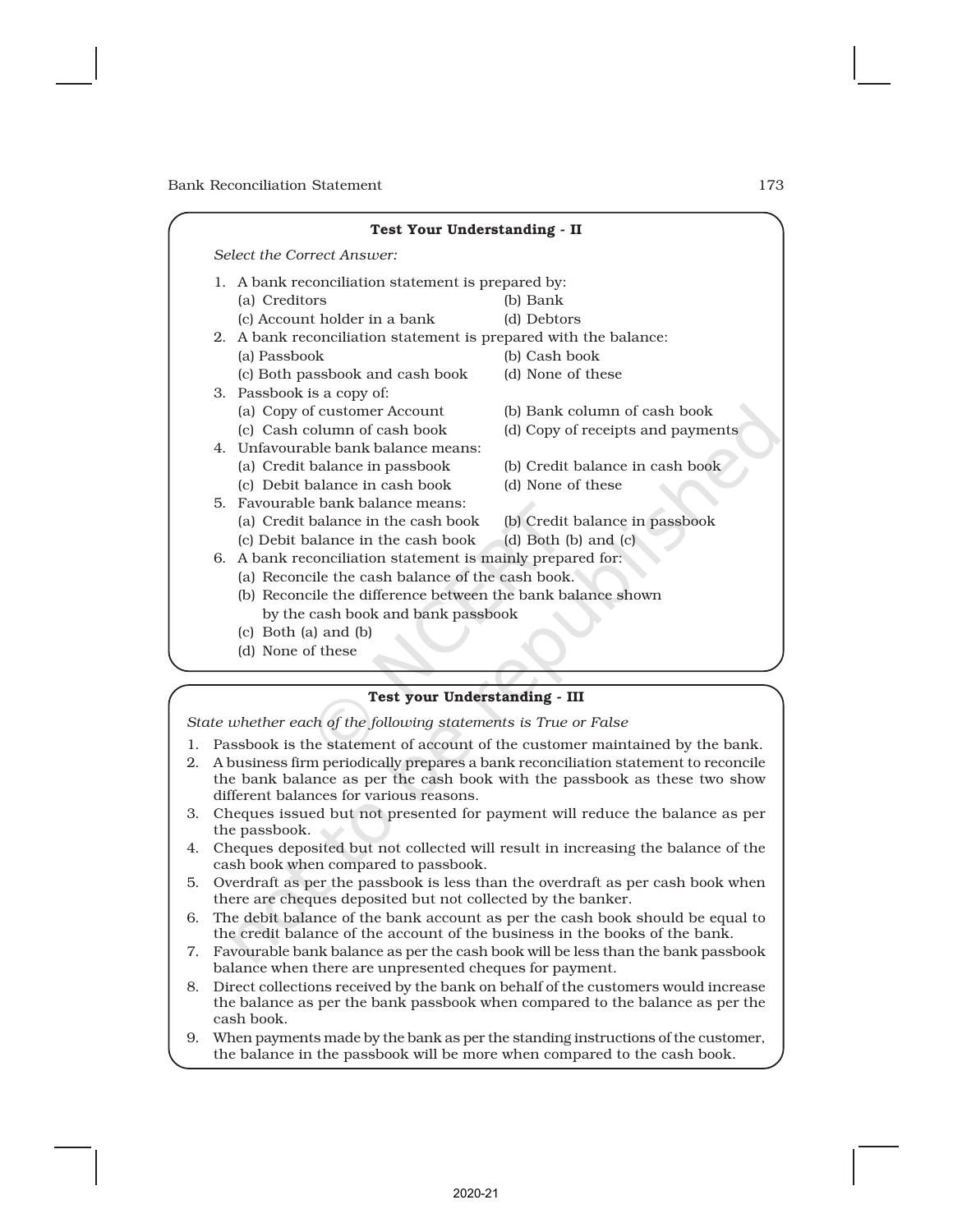### Test Your Understanding - II

*Select the Correct Answer:*

1. A bank reconciliation statement is prepared by:
   (a) Creditors (b) Bank
   (c) Account holder in a bank (d) Debtors
2. A bank reconciliation statement is prepared with the balance:
   (a) Passbook (b) Cash book
   (c) Both passbook and cash book (d) None of these
3. Passbook is a copy of:
   (a) Copy of customer Account (b) Bank column of cash book
   (c) Cash column of cash book (d) Copy of receipts and payments
4. Unfavourable bank balance means:
   (a) Credit balance in passbook (b) Credit balance in cash book
   (c) Debit balance in cash book (d) None of these
5. Favourable bank balance means:
   (a) Credit balance in the cash book (b) Credit balance in passbook
   (c) Debit balance in the cash book (d) Both (b) and (c)
6. A bank reconciliation statement is mainly prepared for:
   (a) Reconcile the cash balance of the cash book.
   (b) Reconcile the difference between the bank balance shown by the cash book and bank passbook
   (c) Both (a) and (b)
   (d) None of these

### Test your Understanding - III

*State whether each of the following statements is True or False*

1. Passbook is the statement of account of the customer maintained by the bank.
2. A business firm periodically prepares a bank reconciliation statement to reconcile the bank balance as per the cash book with the passbook as these two show different balances for various reasons.
3. Cheques issued but not presented for payment will reduce the balance as per the passbook.
4. Cheques deposited but not collected will result in increasing the balance of the cash book when compared to passbook.
5. Overdraft as per the passbook is less than the overdraft as per cash book when there are cheques deposited but not collected by the banker.
6. The debit balance of the bank account as per the cash book should be equal to the credit balance of the account of the business in the books of the bank.
7. Favourable bank balance as per the cash book will be less than the bank passbook balance when there are unpresented cheques for payment.
8. Direct collections received by the bank on behalf of the customers would increase the balance as per the bank passbook when compared to the balance as per the cash book.
9. When payments made by the bank as per the standing instructions of the customer, the balance in the passbook will be more when compared to the cash book.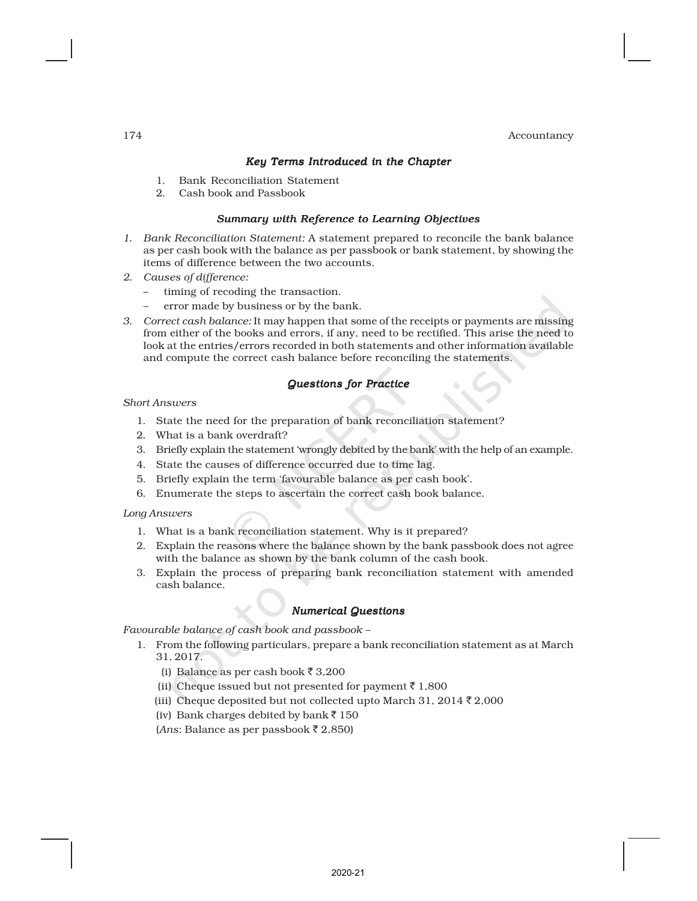### *Key Terms Introduced in the Chapter*

1. Bank Reconciliation Statement
2. Cash book and Passbook

### *Summary with Reference to Learning Objectives*

1. *Bank Reconciliation Statement:* A statement prepared to reconcile the bank balance as per cash book with the balance as per passbook or bank statement, by showing the items of difference between the two accounts.
2. *Causes of difference:*
   - timing of recoding the transaction.
   - error made by business or by the bank.
3. *Correct cash balance:* It may happen that some of the receipts or payments are missing from either of the books and errors, if any, need to be rectified. This arise the need to look at the entries/errors recorded in both statements and other information available and compute the correct cash balance before reconciling the statements.

### *Questions for Practice*

*Short Answers*

1. State the need for the preparation of bank reconciliation statement?
2. What is a bank overdraft?
3. Briefly explain the statement 'wrongly debited by the bank' with the help of an example.
4. State the causes of difference occurred due to time lag.
5. Briefly explain the term 'favourable balance as per cash book'.
6. Enumerate the steps to ascertain the correct cash book balance.

*Long Answers*

1. What is a bank reconciliation statement. Why is it prepared?
2. Explain the reasons where the balance shown by the bank passbook does not agree with the balance as shown by the bank column of the cash book.
3. Explain the process of preparing bank reconciliation statement with amended cash balance.

### *Numerical Questions*

*Favourable balance of cash book and passbook –*

1. From the following particulars, prepare a bank reconciliation statement as at March 31, 2017.
   (i) Balance as per cash book ₹ 3,200
   (ii) Cheque issued but not presented for payment ₹ 1,800
   (iii) Cheque deposited but not collected upto March 31, 2014 ₹ 2,000
   (iv) Bank charges debited by bank ₹ 150
   (*Ans*: Balance as per passbook ₹ 2,850)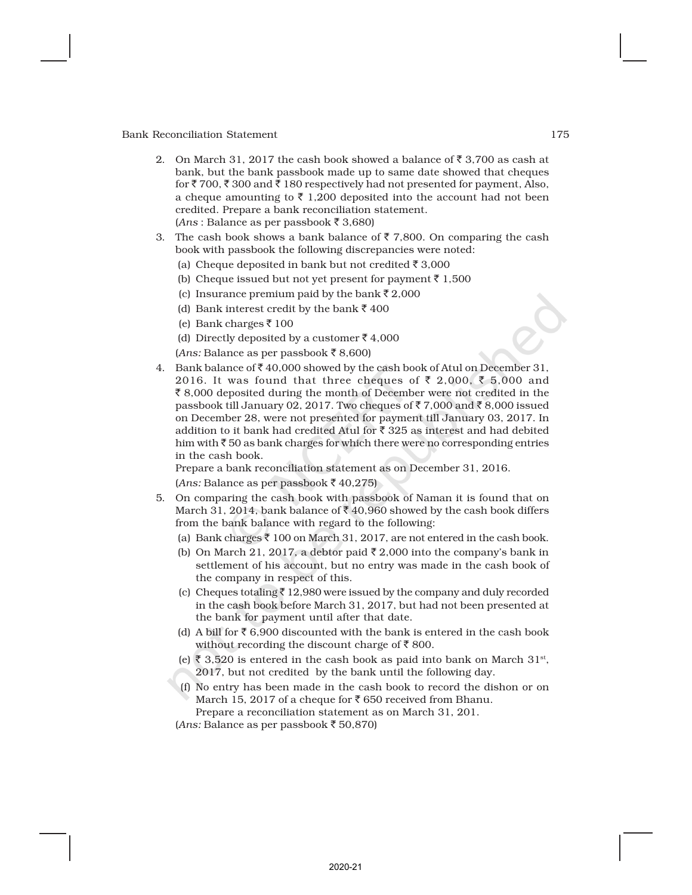2. On March 31, 2017 the cash book showed a balance of ₹ 3,700 as cash at bank, but the bank passbook made up to same date showed that cheques for ₹ 700, ₹ 300 and ₹ 180 respectively had not presented for payment, Also, a cheque amounting to ₹ 1,200 deposited into the account had not been credited. Prepare a bank reconciliation statement.
   (*Ans* : Balance as per passbook ₹ 3,680)

3. The cash book shows a bank balance of ₹ 7,800. On comparing the cash book with passbook the following discrepancies were noted:
   (a) Cheque deposited in bank but not credited ₹ 3,000
   (b) Cheque issued but not yet present for payment ₹ 1,500
   (c) Insurance premium paid by the bank ₹ 2,000
   (d) Bank interest credit by the bank ₹ 400
   (e) Bank charges ₹ 100
   (d) Directly deposited by a customer ₹ 4,000
   (*Ans:* Balance as per passbook ₹ 8,600)

4. Bank balance of ₹ 40,000 showed by the cash book of Atul on December 31, 2016. It was found that three cheques of ₹ 2,000, ₹ 5,000 and ₹ 8,000 deposited during the month of December were not credited in the passbook till January 02, 2017. Two cheques of ₹ 7,000 and ₹ 8,000 issued on December 28, were not presented for payment till January 03, 2017. In addition to it bank had credited Atul for ₹ 325 as interest and had debited him with ₹ 50 as bank charges for which there were no corresponding entries in the cash book.
   Prepare a bank reconciliation statement as on December 31, 2016.
   (*Ans:* Balance as per passbook ₹ 40,275)

5. On comparing the cash book with passbook of Naman it is found that on March 31, 2014, bank balance of ₹ 40,960 showed by the cash book differs from the bank balance with regard to the following:
   (a) Bank charges ₹ 100 on March 31, 2017, are not entered in the cash book.
   (b) On March 21, 2017, a debtor paid ₹ 2,000 into the company's bank in settlement of his account, but no entry was made in the cash book of the company in respect of this.
   (c) Cheques totaling ₹ 12,980 were issued by the company and duly recorded in the cash book before March 31, 2017, but had not been presented at the bank for payment until after that date.
   (d) A bill for ₹ 6,900 discounted with the bank is entered in the cash book without recording the discount charge of ₹ 800.
   (e) ₹ 3,520 is entered in the cash book as paid into bank on March 31st, 2017, but not credited by the bank until the following day.
   (f) No entry has been made in the cash book to record the dishon or on March 15, 2017 of a cheque for ₹ 650 received from Bhanu.
   Prepare a reconciliation statement as on March 31, 201.
   (*Ans:* Balance as per passbook ₹ 50,870)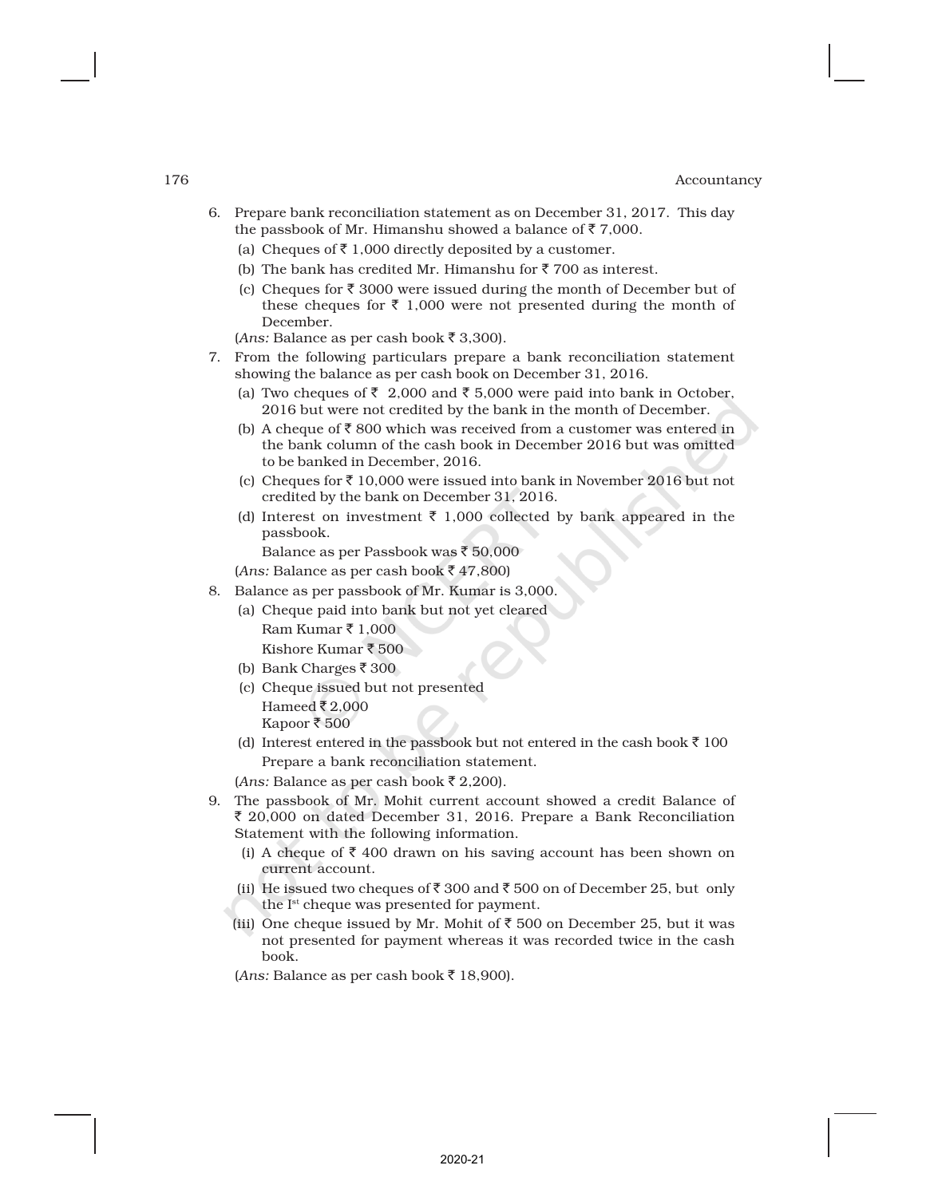6. Prepare bank reconciliation statement as on December 31, 2017. This day the passbook of Mr. Himanshu showed a balance of ₹ 7,000.
   (a) Cheques of ₹ 1,000 directly deposited by a customer.
   (b) The bank has credited Mr. Himanshu for ₹ 700 as interest.
   (c) Cheques for ₹ 3000 were issued during the month of December but of these cheques for ₹ 1,000 were not presented during the month of December.

   (*Ans:* Balance as per cash book ₹ 3,300).

7. From the following particulars prepare a bank reconciliation statement showing the balance as per cash book on December 31, 2016.
   (a) Two cheques of ₹ 2,000 and ₹ 5,000 were paid into bank in October, 2016 but were not credited by the bank in the month of December.
   (b) A cheque of ₹ 800 which was received from a customer was entered in the bank column of the cash book in December 2016 but was omitted to be banked in December, 2016.
   (c) Cheques for ₹ 10,000 were issued into bank in November 2016 but not credited by the bank on December 31, 2016.
   (d) Interest on investment ₹ 1,000 collected by bank appeared in the passbook.

   Balance as per Passbook was ₹ 50,000

   (*Ans:* Balance as per cash book ₹ 47,800)

8. Balance as per passbook of Mr. Kumar is 3,000.
   (a) Cheque paid into bank but not yet cleared
       Ram Kumar ₹ 1,000
       Kishore Kumar ₹ 500
   (b) Bank Charges ₹ 300
   (c) Cheque issued but not presented
       Hameed ₹ 2,000
       Kapoor ₹ 500
   (d) Interest entered in the passbook but not entered in the cash book ₹ 100

   Prepare a bank reconciliation statement.

   (*Ans:* Balance as per cash book ₹ 2,200).

9. The passbook of Mr. Mohit current account showed a credit Balance of ₹ 20,000 on dated December 31, 2016. Prepare a Bank Reconciliation Statement with the following information.
   (i) A cheque of ₹ 400 drawn on his saving account has been shown on current account.
   (ii) He issued two cheques of ₹ 300 and ₹ 500 on of December 25, but only the Ist cheque was presented for payment.
   (iii) One cheque issued by Mr. Mohit of ₹ 500 on December 25, but it was not presented for payment whereas it was recorded twice in the cash book.

   (*Ans:* Balance as per cash book ₹ 18,900).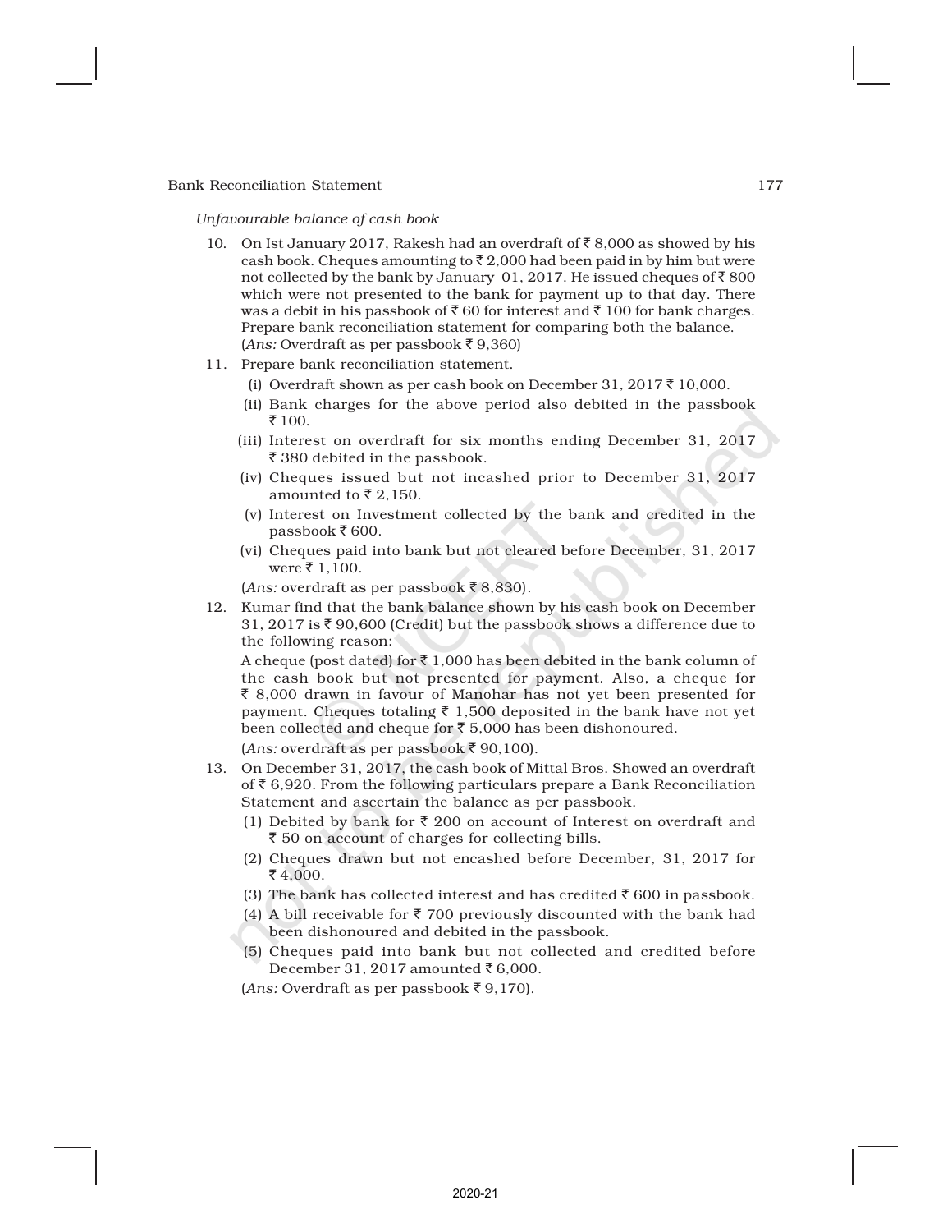*Unfavourable balance of cash book*

10. On Ist January 2017, Rakesh had an overdraft of ₹ 8,000 as showed by his cash book. Cheques amounting to ₹ 2,000 had been paid in by him but were not collected by the bank by January 01, 2017. He issued cheques of ₹ 800 which were not presented to the bank for payment up to that day. There was a debit in his passbook of ₹ 60 for interest and ₹ 100 for bank charges. Prepare bank reconciliation statement for comparing both the balance.
(*Ans:* Overdraft as per passbook ₹ 9,360)

11. Prepare bank reconciliation statement.
   (i) Overdraft shown as per cash book on December 31, 2017 ₹ 10,000.
   (ii) Bank charges for the above period also debited in the passbook ₹ 100.
   (iii) Interest on overdraft for six months ending December 31, 2017 ₹ 380 debited in the passbook.
   (iv) Cheques issued but not incashed prior to December 31, 2017 amounted to ₹ 2,150.
   (v) Interest on Investment collected by the bank and credited in the passbook ₹ 600.
   (vi) Cheques paid into bank but not cleared before December, 31, 2017 were ₹ 1,100.

   (*Ans:* overdraft as per passbook ₹ 8,830).

12. Kumar find that the bank balance shown by his cash book on December 31, 2017 is ₹ 90,600 (Credit) but the passbook shows a difference due to the following reason:
   A cheque (post dated) for ₹ 1,000 has been debited in the bank column of the cash book but not presented for payment. Also, a cheque for ₹ 8,000 drawn in favour of Manohar has not yet been presented for payment. Cheques totaling ₹ 1,500 deposited in the bank have not yet been collected and cheque for ₹ 5,000 has been dishonoured.
   (*Ans:* overdraft as per passbook ₹ 90,100).

13. On December 31, 2017, the cash book of Mittal Bros. Showed an overdraft of ₹ 6,920. From the following particulars prepare a Bank Reconciliation Statement and ascertain the balance as per passbook.
   (1) Debited by bank for ₹ 200 on account of Interest on overdraft and ₹ 50 on account of charges for collecting bills.
   (2) Cheques drawn but not encashed before December, 31, 2017 for ₹ 4,000.
   (3) The bank has collected interest and has credited ₹ 600 in passbook.
   (4) A bill receivable for ₹ 700 previously discounted with the bank had been dishonoured and debited in the passbook.
   (5) Cheques paid into bank but not collected and credited before December 31, 2017 amounted ₹ 6,000.

   (*Ans:* Overdraft as per passbook ₹ 9,170).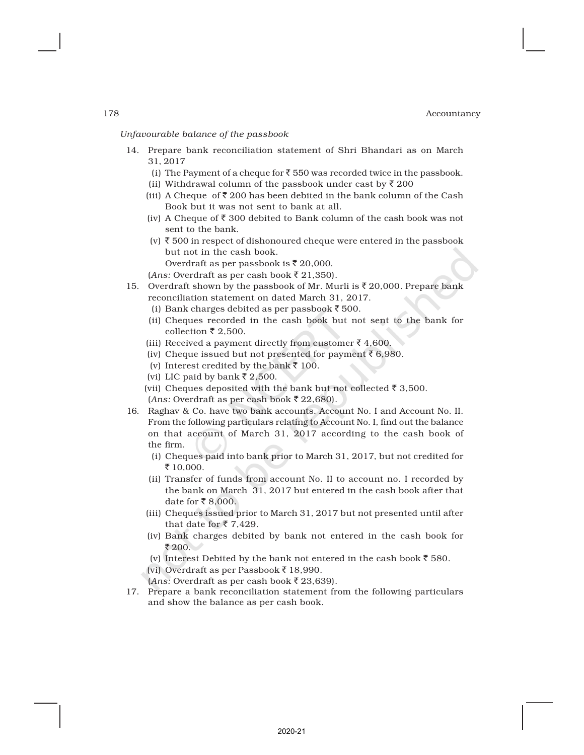*Unfavourable balance of the passbook*

14. Prepare bank reconciliation statement of Shri Bhandari as on March 31, 2017
    - (i) The Payment of a cheque for ₹ 550 was recorded twice in the passbook.
    - (ii) Withdrawal column of the passbook under cast by ₹ 200
    - (iii) A Cheque of ₹ 200 has been debited in the bank column of the Cash Book but it was not sent to bank at all.
    - (iv) A Cheque of ₹ 300 debited to Bank column of the cash book was not sent to the bank.
    - (v) ₹ 500 in respect of dishonoured cheque were entered in the passbook but not in the cash book.

      Overdraft as per passbook is ₹ 20,000.

    (*Ans:* Overdraft as per cash book ₹ 21,350).

15. Overdraft shown by the passbook of Mr. Murli is ₹ 20,000. Prepare bank reconciliation statement on dated March 31, 2017.
    - (i) Bank charges debited as per passbook ₹ 500.
    - (ii) Cheques recorded in the cash book but not sent to the bank for collection ₹ 2,500.
    - (iii) Received a payment directly from customer ₹ 4,600.
    - (iv) Cheque issued but not presented for payment ₹ 6,980.
    - (v) Interest credited by the bank ₹ 100.
    - (vi) LIC paid by bank ₹ 2,500.
    - (vii) Cheques deposited with the bank but not collected ₹ 3,500.

    (*Ans:* Overdraft as per cash book ₹ 22,680).

16. Raghav & Co. have two bank accounts. Account No. I and Account No. II. From the following particulars relating to Account No. I, find out the balance on that account of March 31, 2017 according to the cash book of the firm.
    - (i) Cheques paid into bank prior to March 31, 2017, but not credited for ₹ 10,000.
    - (ii) Transfer of funds from account No. II to account no. I recorded by the bank on March 31, 2017 but entered in the cash book after that date for ₹ 8,000.
    - (iii) Cheques issued prior to March 31, 2017 but not presented until after that date for ₹ 7,429.
    - (iv) Bank charges debited by bank not entered in the cash book for ₹ 200.
    - (v) Interest Debited by the bank not entered in the cash book ₹ 580.
    - (vi) Overdraft as per Passbook ₹ 18,990.

    (*Ans:* Overdraft as per cash book ₹ 23,639).

17. Prepare a bank reconciliation statement from the following particulars and show the balance as per cash book.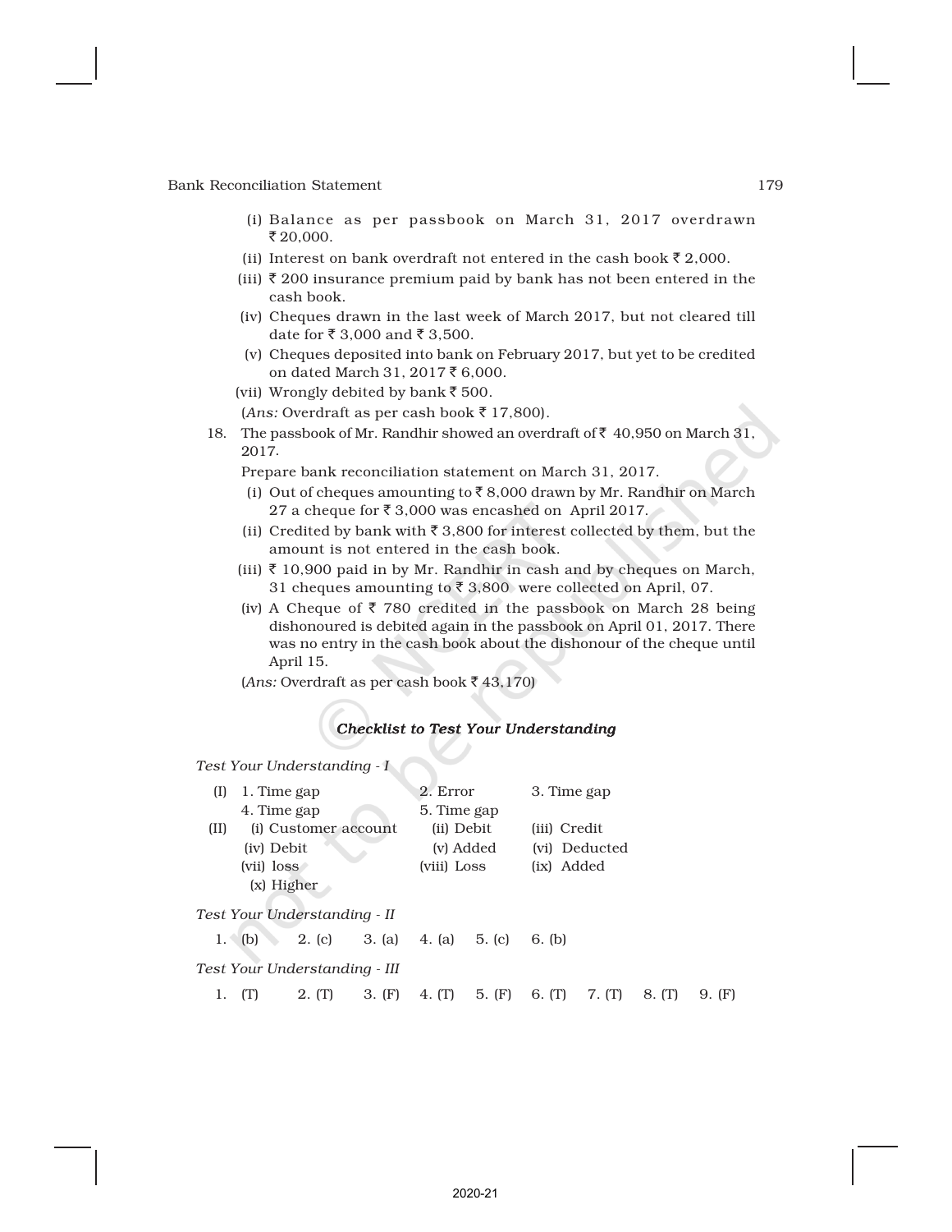(i) Balance as per passbook on March 31, 2017 overdrawn ₹ 20,000.

(ii) Interest on bank overdraft not entered in the cash book ₹ 2,000.

(iii) ₹ 200 insurance premium paid by bank has not been entered in the cash book.

(iv) Cheques drawn in the last week of March 2017, but not cleared till date for ₹ 3,000 and ₹ 3,500.

(v) Cheques deposited into bank on February 2017, but yet to be credited on dated March 31, 2017 ₹ 6,000.

(vii) Wrongly debited by bank ₹ 500.

(*Ans:* Overdraft as per cash book ₹ 17,800).

18. The passbook of Mr. Randhir showed an overdraft of ₹ 40,950 on March 31, 2017.

    Prepare bank reconciliation statement on March 31, 2017.

    (i) Out of cheques amounting to ₹ 8,000 drawn by Mr. Randhir on March 27 a cheque for ₹ 3,000 was encashed on April 2017.

    (ii) Credited by bank with ₹ 3,800 for interest collected by them, but the amount is not entered in the cash book.

    (iii) ₹ 10,900 paid in by Mr. Randhir in cash and by cheques on March, 31 cheques amounting to ₹ 3,800 were collected on April, 07.

    (iv) A Cheque of ₹ 780 credited in the passbook on March 28 being dishonoured is debited again in the passbook on April 01, 2017. There was no entry in the cash book about the dishonour of the cheque until April 15.

    (*Ans:* Overdraft as per cash book ₹ 43,170)

### *Checklist to Test Your Understanding*

*Test Your Understanding - I*

| | | | |
|---|---|---|---|
| (I) | 1. Time gap | 2. Error | 3. Time gap |
| | 4. Time gap | 5. Time gap | |
| (II) | (i) Customer account | (ii) Debit | (iii) Credit |
| | (iv) Debit | (v) Added | (vi) Deducted |
| | (vii) loss | (viii) Loss | (ix) Added |
| | (x) Higher | | |

*Test Your Understanding - II*

1. (b) 2. (c) 3. (a) 4. (a) 5. (c) 6. (b)

*Test Your Understanding - III*

1. (T) 2. (T) 3. (F) 4. (T) 5. (F) 6. (T) 7. (T) 8. (T) 9. (F)